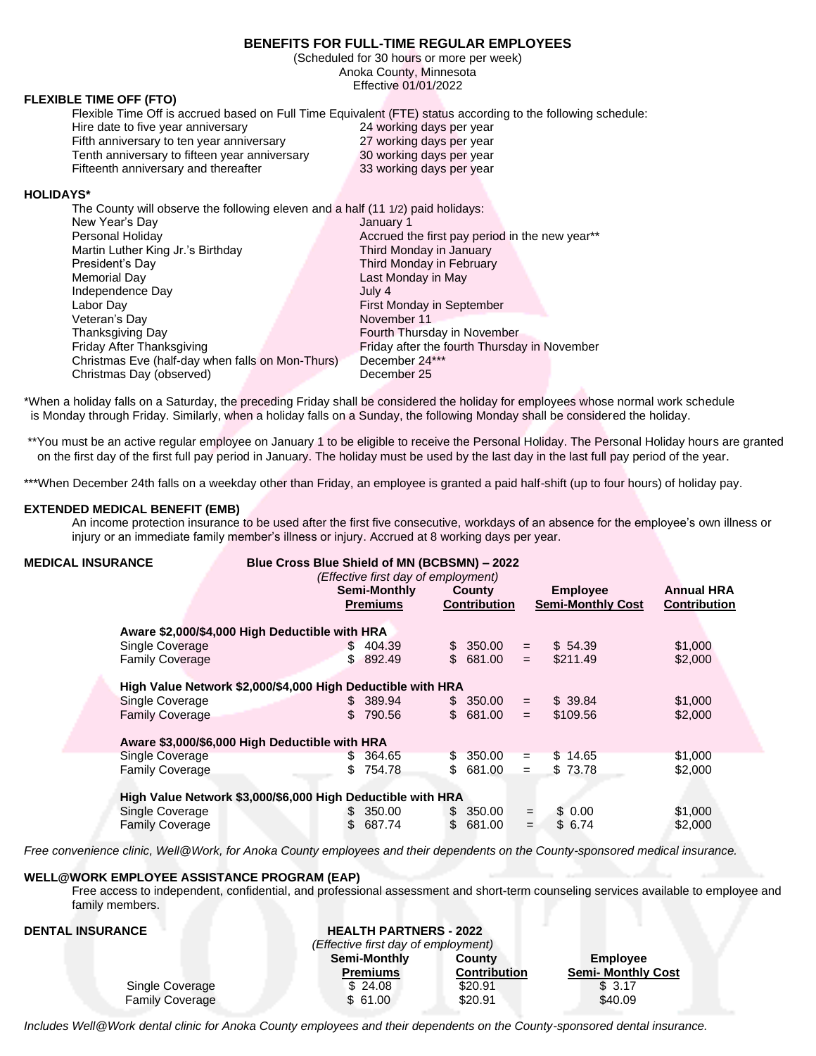# BENEFITS FOR FULL-TIME REGULAR EMPLOYEES

(Scheduled for 30 hours or more per week)
Anoka County, Minnesota
Effective 01/01/2022

## FLEXIBLE TIME OFF (FTO)

Flexible Time Off is accrued based on Full Time Equivalent (FTE) status according to the following schedule:

| | |
|---|---|
| Hire date to five year anniversary | 24 working days per year |
| Fifth anniversary to ten year anniversary | 27 working days per year |
| Tenth anniversary to fifteen year anniversary | 30 working days per year |
| Fifteenth anniversary and thereafter | 33 working days per year |

## HOLIDAYS*

The County will observe the following eleven and a half (11 1/2) paid holidays:

| | |
|---|---|
| New Year's Day | January 1 |
| Personal Holiday | Accrued the first pay period in the new year** |
| Martin Luther King Jr.'s Birthday | Third Monday in January |
| President's Day | Third Monday in February |
| Memorial Day | Last Monday in May |
| Independence Day | July 4 |
| Labor Day | First Monday in September |
| Veteran's Day | November 11 |
| Thanksgiving Day | Fourth Thursday in November |
| Friday After Thanksgiving | Friday after the fourth Thursday in November |
| Christmas Eve (half-day when falls on Mon-Thurs) | December 24*** |
| Christmas Day (observed) | December 25 |

*When a holiday falls on a Saturday, the preceding Friday shall be considered the holiday for employees whose normal work schedule is Monday through Friday. Similarly, when a holiday falls on a Sunday, the following Monday shall be considered the holiday.

**You must be an active regular employee on January 1 to be eligible to receive the Personal Holiday. The Personal Holiday hours are granted on the first day of the first full pay period in January. The holiday must be used by the last day in the last full pay period of the year.

***When December 24th falls on a weekday other than Friday, an employee is granted a paid half-shift (up to four hours) of holiday pay.

## EXTENDED MEDICAL BENEFIT (EMB)

An income protection insurance to be used after the first five consecutive, workdays of an absence for the employee's own illness or injury or an immediate family member's illness or injury. Accrued at 8 working days per year.

## MEDICAL INSURANCE

**Blue Cross Blue Shield of MN (BCBSMN) – 2022**
*(Effective first day of employment)*

| | Semi-Monthly Premiums | County Contribution | | Employee Semi-Monthly Cost | Annual HRA Contribution |
|---|---|---|---|---|---|
| **Aware $2,000/$4,000 High Deductible with HRA** | | | | | |
| Single Coverage | $ 404.39 | $ 350.00 | = | $ 54.39 | $1,000 |
| Family Coverage | $ 892.49 | $ 681.00 | = | $211.49 | $2,000 |
| **High Value Network $2,000/$4,000 High Deductible with HRA** | | | | | |
| Single Coverage | $ 389.94 | $ 350.00 | = | $ 39.84 | $1,000 |
| Family Coverage | $ 790.56 | $ 681.00 | = | $109.56 | $2,000 |
| **Aware $3,000/$6,000 High Deductible with HRA** | | | | | |
| Single Coverage | $ 364.65 | $ 350.00 | = | $ 14.65 | $1,000 |
| Family Coverage | $ 754.78 | $ 681.00 | = | $ 73.78 | $2,000 |
| **High Value Network $3,000/$6,000 High Deductible with HRA** | | | | | |
| Single Coverage | $ 350.00 | $ 350.00 | = | $ 0.00 | $1,000 |
| Family Coverage | $ 687.74 | $ 681.00 | = | $ 6.74 | $2,000 |

*Free convenience clinic, Well@Work, for Anoka County employees and their dependents on the County-sponsored medical insurance.*

## WELL@WORK EMPLOYEE ASSISTANCE PROGRAM (EAP)

Free access to independent, confidential, and professional assessment and short-term counseling services available to employee and family members.

## DENTAL INSURANCE

**HEALTH PARTNERS - 2022**
*(Effective first day of employment)*

| | Semi-Monthly Premiums | County Contribution | Employee Semi- Monthly Cost |
|---|---|---|---|
| Single Coverage | $ 24.08 | $20.91 | $ 3.17 |
| Family Coverage | $ 61.00 | $20.91 | $40.09 |

*Includes Well@Work dental clinic for Anoka County employees and their dependents on the County-sponsored dental insurance.*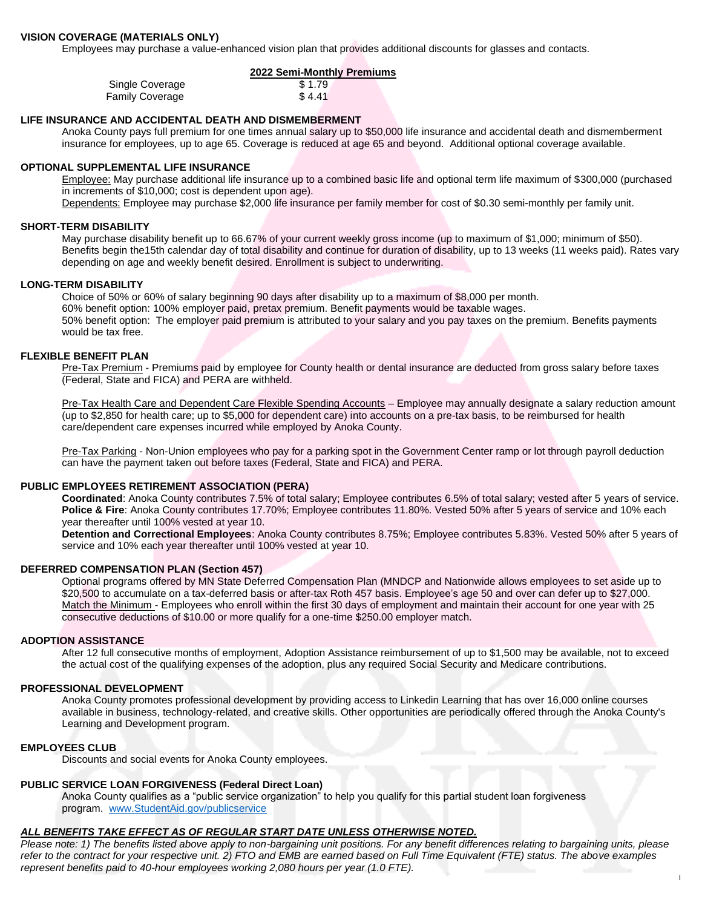**VISION COVERAGE (MATERIALS ONLY)**

Employees may purchase a value-enhanced vision plan that provides additional discounts for glasses and contacts.

| | 2022 Semi-Monthly Premiums |
|---|---|
| Single Coverage | $ 1.79 |
| Family Coverage | $ 4.41 |

**LIFE INSURANCE AND ACCIDENTAL DEATH AND DISMEMBERMENT**

Anoka County pays full premium for one times annual salary up to $50,000 life insurance and accidental death and dismemberment insurance for employees, up to age 65. Coverage is reduced at age 65 and beyond. Additional optional coverage available.

**OPTIONAL SUPPLEMENTAL LIFE INSURANCE**

Employee: May purchase additional life insurance up to a combined basic life and optional term life maximum of $300,000 (purchased in increments of $10,000; cost is dependent upon age).

Dependents: Employee may purchase $2,000 life insurance per family member for cost of $0.30 semi-monthly per family unit.

**SHORT-TERM DISABILITY**

May purchase disability benefit up to 66.67% of your current weekly gross income (up to maximum of $1,000; minimum of $50). Benefits begin the15th calendar day of total disability and continue for duration of disability, up to 13 weeks (11 weeks paid). Rates vary depending on age and weekly benefit desired. Enrollment is subject to underwriting.

**LONG-TERM DISABILITY**

Choice of 50% or 60% of salary beginning 90 days after disability up to a maximum of $8,000 per month.
60% benefit option: 100% employer paid, pretax premium. Benefit payments would be taxable wages.
50% benefit option: The employer paid premium is attributed to your salary and you pay taxes on the premium. Benefits payments would be tax free.

**FLEXIBLE BENEFIT PLAN**

Pre-Tax Premium - Premiums paid by employee for County health or dental insurance are deducted from gross salary before taxes (Federal, State and FICA) and PERA are withheld.

Pre-Tax Health Care and Dependent Care Flexible Spending Accounts – Employee may annually designate a salary reduction amount (up to $2,850 for health care; up to $5,000 for dependent care) into accounts on a pre-tax basis, to be reimbursed for health care/dependent care expenses incurred while employed by Anoka County.

Pre-Tax Parking - Non-Union employees who pay for a parking spot in the Government Center ramp or lot through payroll deduction can have the payment taken out before taxes (Federal, State and FICA) and PERA.

**PUBLIC EMPLOYEES RETIREMENT ASSOCIATION (PERA)**

**Coordinated**: Anoka County contributes 7.5% of total salary; Employee contributes 6.5% of total salary; vested after 5 years of service.
**Police & Fire**: Anoka County contributes 17.70%; Employee contributes 11.80%. Vested 50% after 5 years of service and 10% each year thereafter until 100% vested at year 10.
**Detention and Correctional Employees**: Anoka County contributes 8.75%; Employee contributes 5.83%. Vested 50% after 5 years of service and 10% each year thereafter until 100% vested at year 10.

**DEFERRED COMPENSATION PLAN (Section 457)**

Optional programs offered by MN State Deferred Compensation Plan (MNDCP and Nationwide allows employees to set aside up to $20,500 to accumulate on a tax-deferred basis or after-tax Roth 457 basis. Employee's age 50 and over can defer up to $27,000.
Match the Minimum - Employees who enroll within the first 30 days of employment and maintain their account for one year with 25 consecutive deductions of $10.00 or more qualify for a one-time $250.00 employer match.

**ADOPTION ASSISTANCE**

After 12 full consecutive months of employment, Adoption Assistance reimbursement of up to $1,500 may be available, not to exceed the actual cost of the qualifying expenses of the adoption, plus any required Social Security and Medicare contributions.

**PROFESSIONAL DEVELOPMENT**

Anoka County promotes professional development by providing access to Linkedin Learning that has over 16,000 online courses available in business, technology-related, and creative skills. Other opportunities are periodically offered through the Anoka County's Learning and Development program.

**EMPLOYEES CLUB**

Discounts and social events for Anoka County employees.

**PUBLIC SERVICE LOAN FORGIVENESS (Federal Direct Loan)**

Anoka County qualifies as a "public service organization" to help you qualify for this partial student loan forgiveness program. www.StudentAid.gov/publicservice

***ALL BENEFITS TAKE EFFECT AS OF REGULAR START DATE UNLESS OTHERWISE NOTED.***

*Please note: 1) The benefits listed above apply to non-bargaining unit positions. For any benefit differences relating to bargaining units, please refer to the contract for your respective unit. 2) FTO and EMB are earned based on Full Time Equivalent (FTE) status. The above examples represent benefits paid to 40-hour employees working 2,080 hours per year (1.0 FTE).*